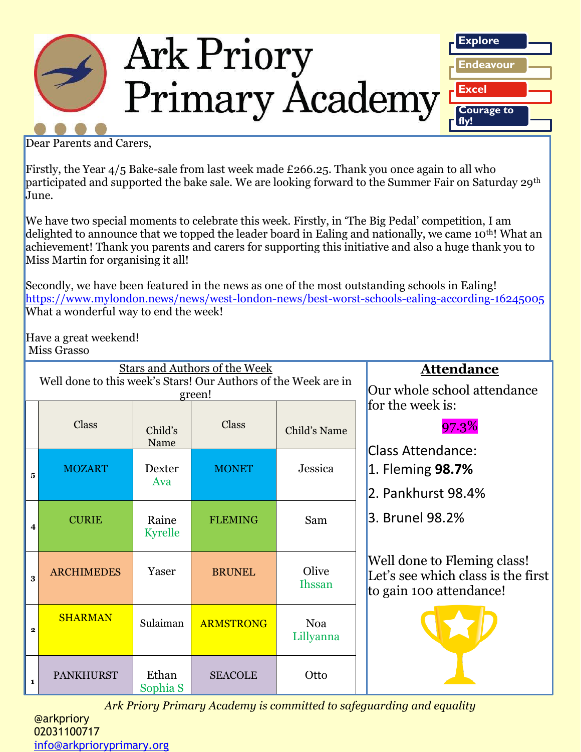# Ark Priory Primary Academy

Explore
Endeavour
Excel
Courage to fly!

Dear Parents and Carers,

Firstly, the Year 4/5 Bake-sale from last week made £266.25. Thank you once again to all who participated and supported the bake sale. We are looking forward to the Summer Fair on Saturday 29th June.

We have two special moments to celebrate this week. Firstly, in 'The Big Pedal' competition, I am delighted to announce that we topped the leader board in Ealing and nationally, we came 10th! What an achievement! Thank you parents and carers for supporting this initiative and also a huge thank you to Miss Martin for organising it all!

Secondly, we have been featured in the news as one of the most outstanding schools in Ealing! https://www.mylondon.news/news/west-london-news/best-worst-schools-ealing-according-16245005 What a wonderful way to end the week!

Have a great weekend!
Miss Grasso

## Stars and Authors of the Week

Well done to this week's Stars! Our Authors of the Week are in green!

| | Class | Child's Name | Class | Child's Name |
|---|---|---|---|---|
| 5 | MOZART | Dexter<br>Ava | MONET | Jessica |
| 4 | CURIE | Raine<br>Kyrelle | FLEMING | Sam |
| 3 | ARCHIMEDES | Yaser | BRUNEL | Olive<br>Ihssan |
| 2 | SHARMAN | Sulaiman | ARMSTRONG | Noa<br>Lillyanna |
| 1 | PANKHURST | Ethan<br>Sophia S | SEACOLE | Otto |

## Attendance

Our whole school attendance for the week is:

97.3%

Class Attendance:

1. Fleming **98.7%**
2. Pankhurst 98.4%
3. Brunel 98.2%

Well done to Fleming class! Let's see which class is the first to gain 100 attendance!

*Ark Priory Primary Academy is committed to safeguarding and equality*

@arkpriory
02031100717
info@arkprioryprimary.org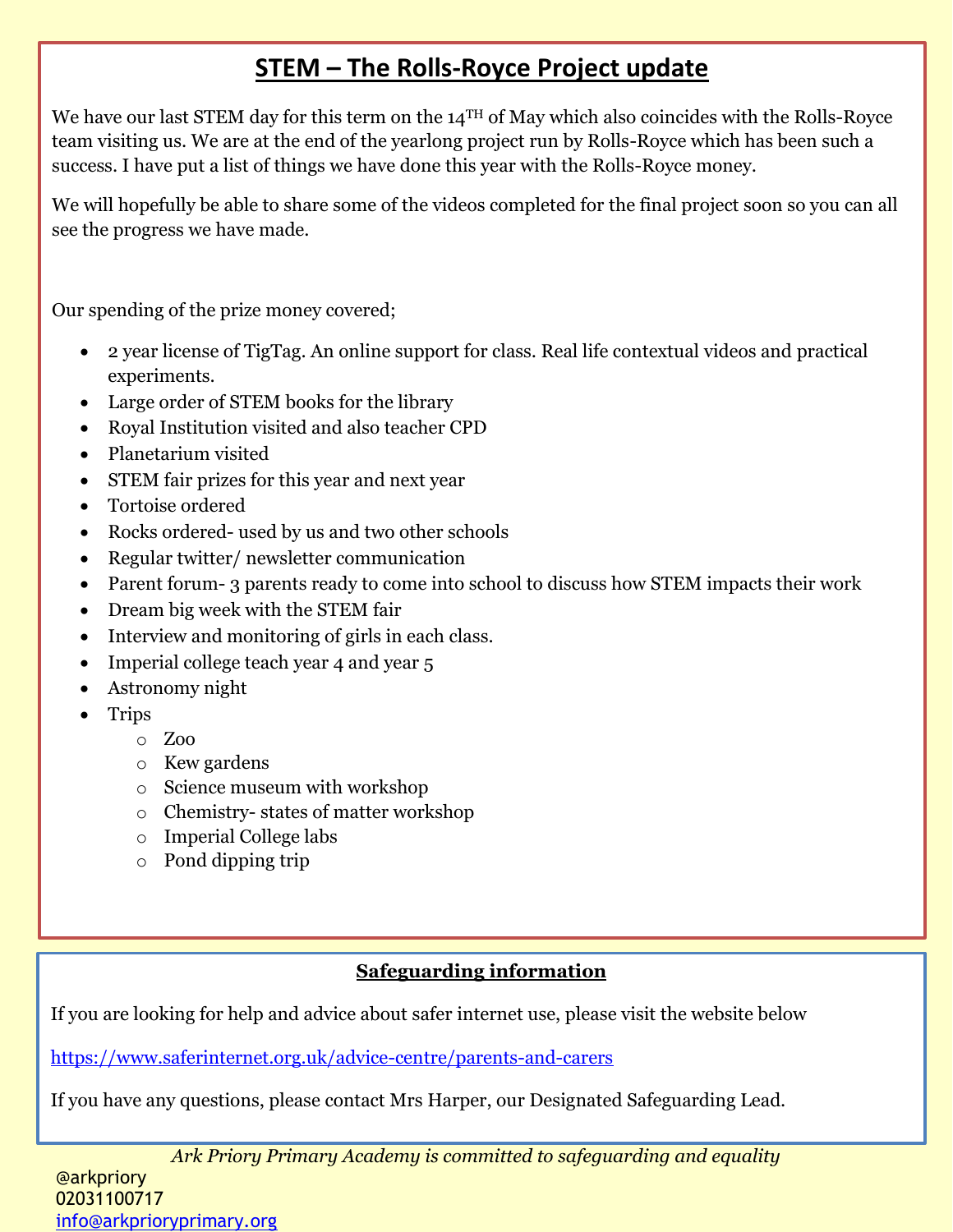## STEM – The Rolls-Royce Project update

We have our last STEM day for this term on the 14TH of May which also coincides with the Rolls-Royce team visiting us. We are at the end of the yearlong project run by Rolls-Royce which has been such a success. I have put a list of things we have done this year with the Rolls-Royce money.

We will hopefully be able to share some of the videos completed for the final project soon so you can all see the progress we have made.

Our spending of the prize money covered;

- 2 year license of TigTag. An online support for class. Real life contextual videos and practical experiments.
- Large order of STEM books for the library
- Royal Institution visited and also teacher CPD
- Planetarium visited
- STEM fair prizes for this year and next year
- Tortoise ordered
- Rocks ordered- used by us and two other schools
- Regular twitter/ newsletter communication
- Parent forum- 3 parents ready to come into school to discuss how STEM impacts their work
- Dream big week with the STEM fair
- Interview and monitoring of girls in each class.
- Imperial college teach year 4 and year 5
- Astronomy night
- Trips
  - Zoo
  - Kew gardens
  - Science museum with workshop
  - Chemistry- states of matter workshop
  - Imperial College labs
  - Pond dipping trip

### Safeguarding information

If you are looking for help and advice about safer internet use, please visit the website below

https://www.saferinternet.org.uk/advice-centre/parents-and-carers

If you have any questions, please contact Mrs Harper, our Designated Safeguarding Lead.

*Ark Priory Primary Academy is committed to safeguarding and equality*

@arkpriory
02031100717
info@arkprioryprimary.org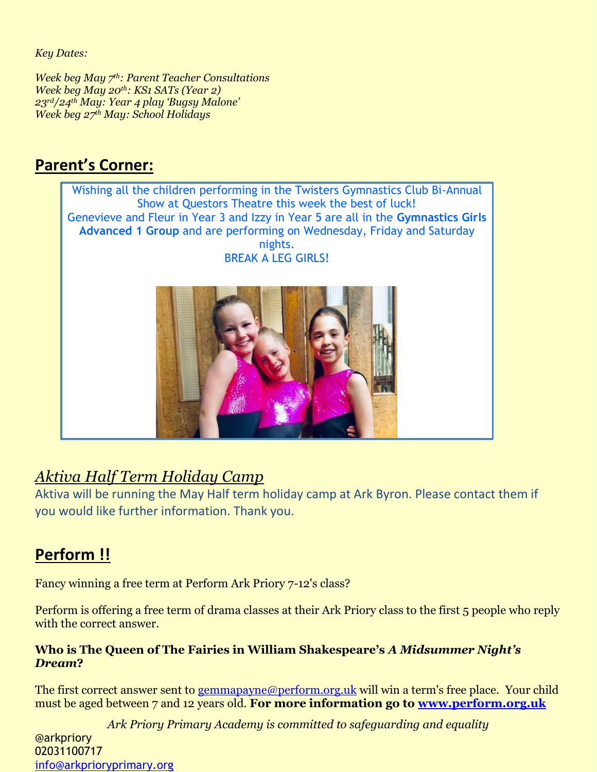*Key Dates:*

*Week beg May 7th: Parent Teacher Consultations*
*Week beg May 20th: KS1 SATs (Year 2)*
*23rd/24th May: Year 4 play 'Bugsy Malone'*
*Week beg 27th May: School Holidays*

## Parent's Corner:

Wishing all the children performing in the Twisters Gymnastics Club Bi-Annual Show at Questors Theatre this week the best of luck!
Genevieve and Fleur in Year 3 and Izzy in Year 5 are all in the **Gymnastics Girls Advanced 1 Group** and are performing on Wednesday, Friday and Saturday nights.
BREAK A LEG GIRLS!

## *Aktiva Half Term Holiday Camp*

Aktiva will be running the May Half term holiday camp at Ark Byron. Please contact them if you would like further information. Thank you.

## Perform !!

Fancy winning a free term at Perform Ark Priory 7-12's class?

Perform is offering a free term of drama classes at their Ark Priory class to the first 5 people who reply with the correct answer.

**Who is The Queen of The Fairies in William Shakespeare's *A Midsummer Night's Dream*?**

The first correct answer sent to gemmapayne@perform.org.uk will win a term's free place. Your child must be aged between 7 and 12 years old. **For more information go to www.perform.org.uk**

*Ark Priory Primary Academy is committed to safeguarding and equality*

@arkpriory
02031100717
info@arkprioryprimary.org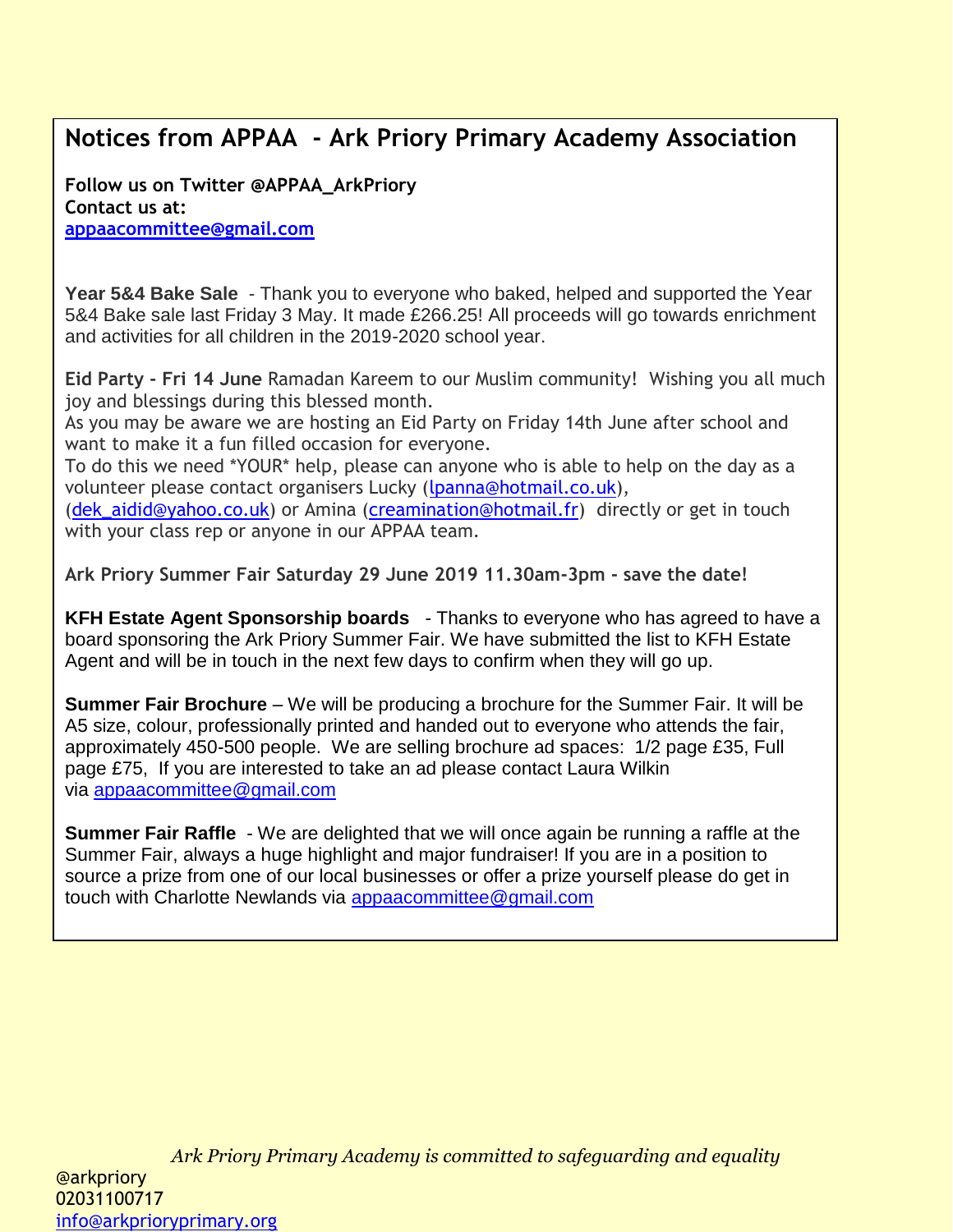## Notices from APPAA - Ark Priory Primary Academy Association

**Follow us on Twitter @APPAA_ArkPriory**
**Contact us at:**
**appaacommittee@gmail.com**

**Year 5&4 Bake Sale** - Thank you to everyone who baked, helped and supported the Year 5&4 Bake sale last Friday 3 May. It made £266.25! All proceeds will go towards enrichment and activities for all children in the 2019-2020 school year.

**Eid Party - Fri 14 June** Ramadan Kareem to our Muslim community! Wishing you all much joy and blessings during this blessed month.
As you may be aware we are hosting an Eid Party on Friday 14th June after school and want to make it a fun filled occasion for everyone.
To do this we need *YOUR* help, please can anyone who is able to help on the day as a volunteer please contact organisers Lucky (lpanna@hotmail.co.uk), (dek_aidid@yahoo.co.uk) or Amina (creamination@hotmail.fr) directly or get in touch with your class rep or anyone in our APPAA team.

**Ark Priory Summer Fair Saturday 29 June 2019 11.30am-3pm - save the date!**

**KFH Estate Agent Sponsorship boards** - Thanks to everyone who has agreed to have a board sponsoring the Ark Priory Summer Fair. We have submitted the list to KFH Estate Agent and will be in touch in the next few days to confirm when they will go up.

**Summer Fair Brochure** – We will be producing a brochure for the Summer Fair. It will be A5 size, colour, professionally printed and handed out to everyone who attends the fair, approximately 450-500 people. We are selling brochure ad spaces: 1/2 page £35, Full page £75, If you are interested to take an ad please contact Laura Wilkin via appaacommittee@gmail.com

**Summer Fair Raffle** - We are delighted that we will once again be running a raffle at the Summer Fair, always a huge highlight and major fundraiser! If you are in a position to source a prize from one of our local businesses or offer a prize yourself please do get in touch with Charlotte Newlands via appaacommittee@gmail.com

*Ark Priory Primary Academy is committed to safeguarding and equality*

@arkpriory
02031100717
info@arkprioryprimary.org